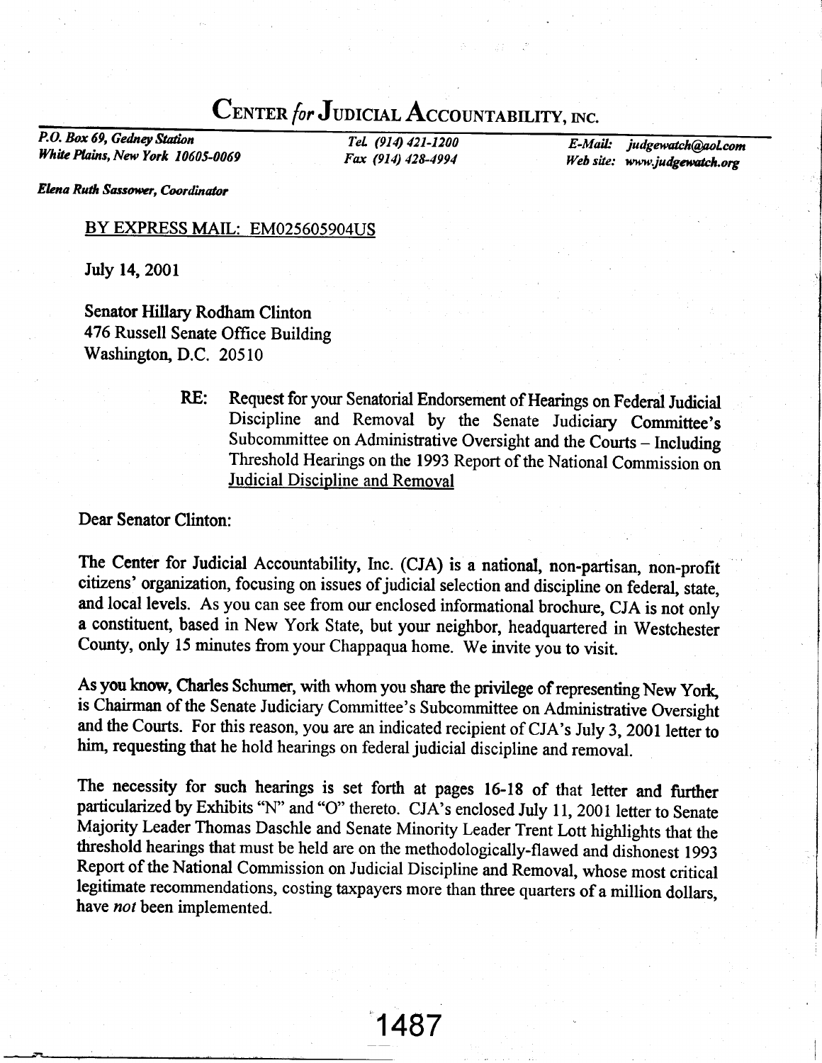# CENTER *for* JUDICIAL ACCOUNTABILITY, INC.

*P.O. Box 69, Gedney Station*
*White Plains, New York 10605-0069*

*Tel. (914) 421-1200*
*Fax (914) 428-4994*

*E-Mail: judgewatch@aol.com*
*Web site: www.judgewatch.org*

***Elena Ruth Sassower, Coordinator***

BY EXPRESS MAIL: EM025605904US

July 14, 2001

Senator Hillary Rodham Clinton
476 Russell Senate Office Building
Washington, D.C. 20510

**RE:** Request for your Senatorial Endorsement of Hearings on Federal Judicial Discipline and Removal by the Senate Judiciary Committee's Subcommittee on Administrative Oversight and the Courts – Including Threshold Hearings on the 1993 Report of the National Commission on Judicial Discipline and Removal

Dear Senator Clinton:

The Center for Judicial Accountability, Inc. (CJA) is a national, non-partisan, non-profit citizens' organization, focusing on issues of judicial selection and discipline on federal, state, and local levels. As you can see from our enclosed informational brochure, CJA is not only a constituent, based in New York State, but your neighbor, headquartered in Westchester County, only 15 minutes from your Chappaqua home. We invite you to visit.

As you know, Charles Schumer, with whom you share the privilege of representing New York, is Chairman of the Senate Judiciary Committee's Subcommittee on Administrative Oversight and the Courts. For this reason, you are an indicated recipient of CJA's July 3, 2001 letter to him, requesting that he hold hearings on federal judicial discipline and removal.

The necessity for such hearings is set forth at pages 16-18 of that letter and further particularized by Exhibits "N" and "O" thereto. CJA's enclosed July 11, 2001 letter to Senate Majority Leader Thomas Daschle and Senate Minority Leader Trent Lott highlights that the threshold hearings that must be held are on the methodologically-flawed and dishonest 1993 Report of the National Commission on Judicial Discipline and Removal, whose most critical legitimate recommendations, costing taxpayers more than three quarters of a million dollars, have *not* been implemented.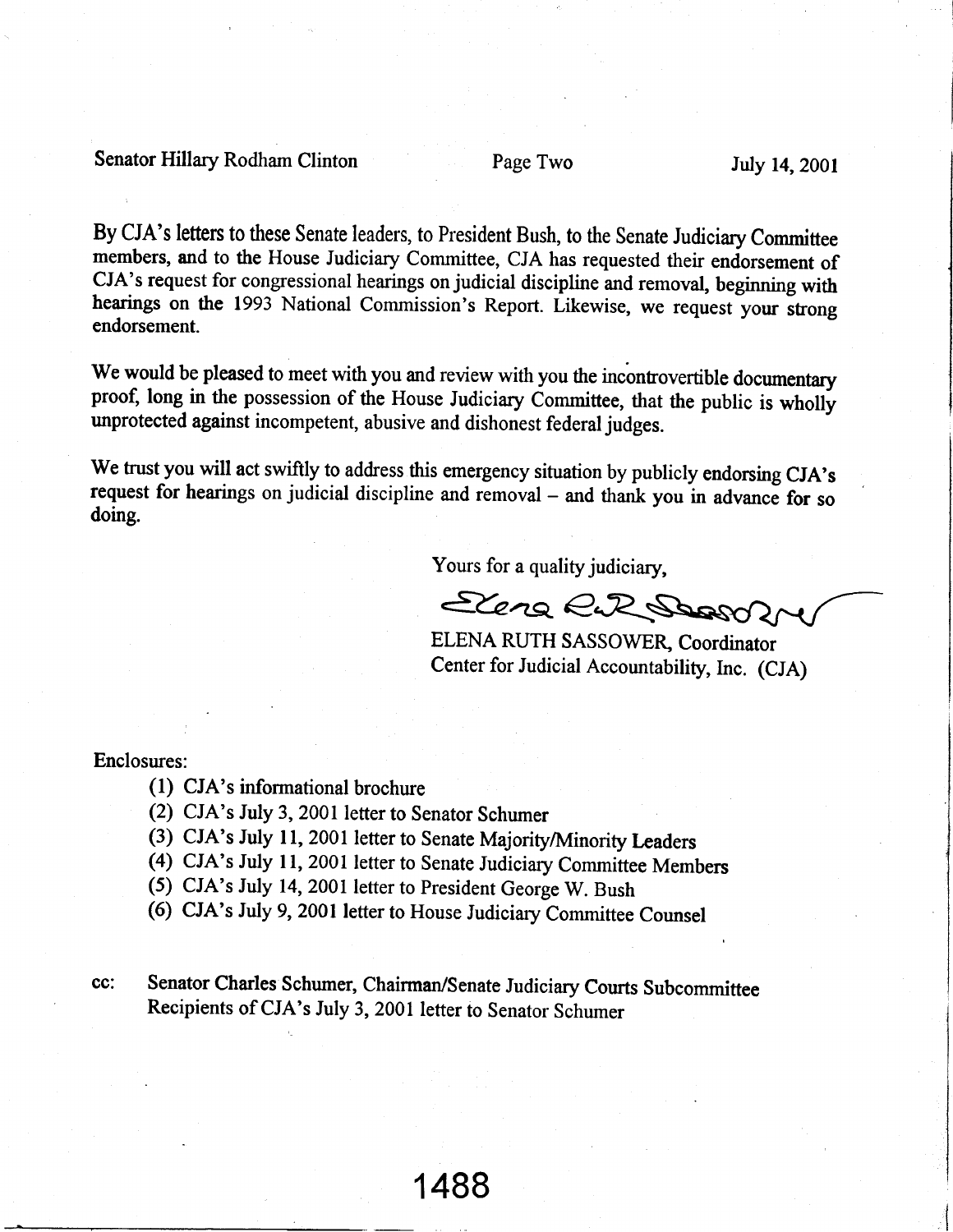By CJA's letters to these Senate leaders, to President Bush, to the Senate Judiciary Committee members, and to the House Judiciary Committee, CJA has requested their endorsement of CJA's request for congressional hearings on judicial discipline and removal, beginning with hearings on the 1993 National Commission's Report. Likewise, we request your strong endorsement.

We would be pleased to meet with you and review with you the incontrovertible documentary proof, long in the possession of the House Judiciary Committee, that the public is wholly unprotected against incompetent, abusive and dishonest federal judges.

We trust you will act swiftly to address this emergency situation by publicly endorsing CJA's request for hearings on judicial discipline and removal – and thank you in advance for so doing.

Yours for a quality judiciary,

ELENA RUTH SASSOWER, Coordinator
Center for Judicial Accountability, Inc. (CJA)

Enclosures:

(1) CJA's informational brochure
(2) CJA's July 3, 2001 letter to Senator Schumer
(3) CJA's July 11, 2001 letter to Senate Majority/Minority Leaders
(4) CJA's July 11, 2001 letter to Senate Judiciary Committee Members
(5) CJA's July 14, 2001 letter to President George W. Bush
(6) CJA's July 9, 2001 letter to House Judiciary Committee Counsel

cc: Senator Charles Schumer, Chairman/Senate Judiciary Courts Subcommittee
Recipients of CJA's July 3, 2001 letter to Senator Schumer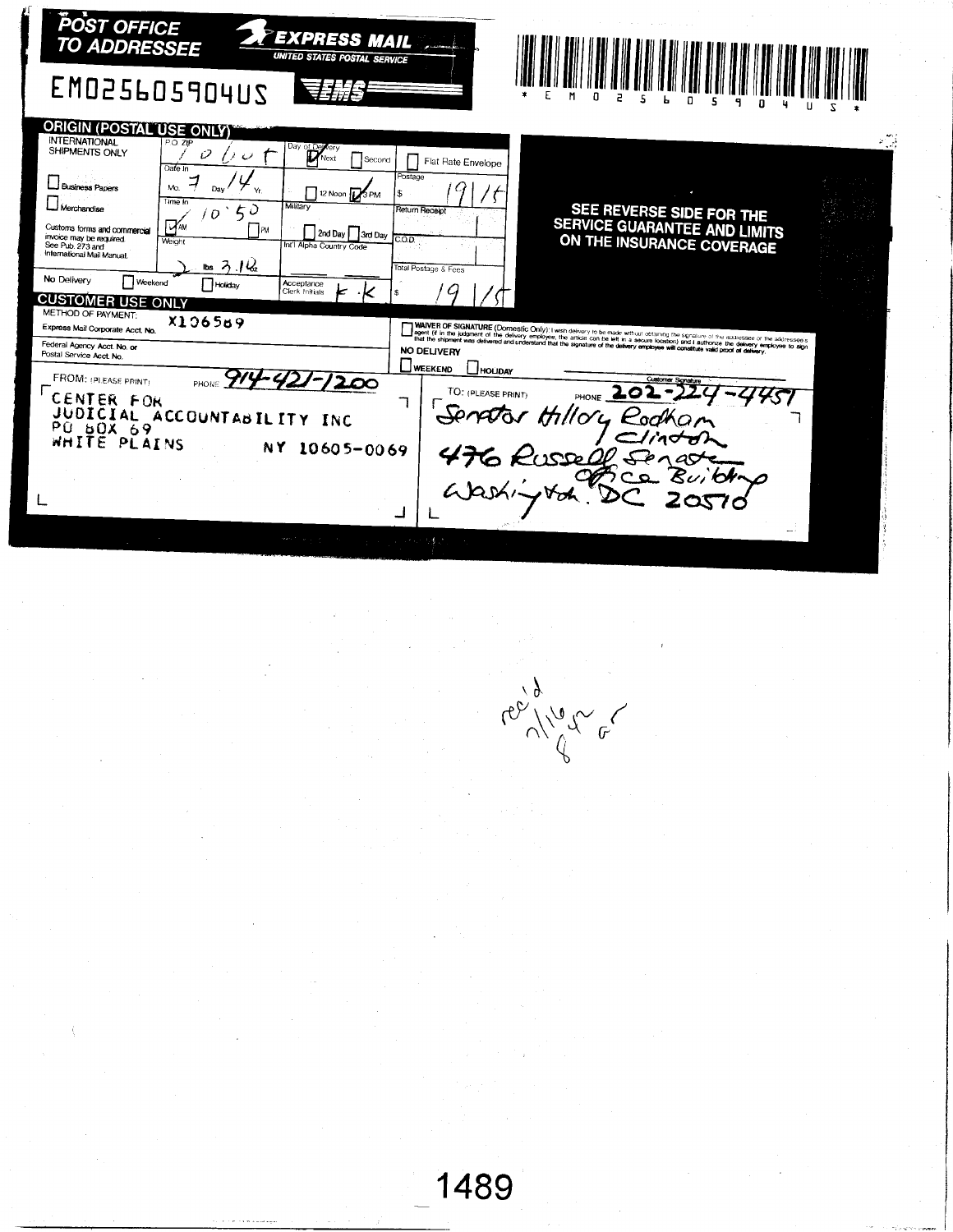**POST OFFICE TO ADDRESSEE**

**EXPRESS MAIL**
UNITED STATES POSTAL SERVICE

EM025605904US

EMS

\* E M 0 2 5 6 0 5 9 0 4 U S \*

## ORIGIN (POSTAL USE ONLY)

| | | | |
|---|---|---|---|
| INTERNATIONAL SHIPMENTS ONLY | PO ZIP 10604 | Day of Delivery ☑ Next ☐ Second | ☐ Flat Rate Envelope |
| ☐ Business Papers | Date In Mo. 7 Day 14 Yr. | ☐ 12 Noon ☑ 3 PM | Postage $ 19 15 |
| ☐ Merchandise | Time In 10:50 ☑ AM ☐ PM | Military ☐ 2nd Day ☐ 3rd Day | Return Receipt |
| Customs forms and commercial invoice may be required. See Pub. 273 and International Mail Manual. | Weight 2 lbs 3.1 ozs | Int'l Alpha Country Code | C.O.D. |
| No Delivery ☐ Weekend ☐ Holiday | | Acceptance Clerk Initials K.K | Total Postage & Fees $ 19 15 |

**SEE REVERSE SIDE FOR THE SERVICE GUARANTEE AND LIMITS ON THE INSURANCE COVERAGE**

## CUSTOMER USE ONLY

METHOD OF PAYMENT:
Express Mail Corporate Acct. No. X106589
Federal Agency Acct. No. or Postal Service Acct. No.

☐ WAIVER OF SIGNATURE (Domestic Only): I wish delivery to be made without obtaining the signature of the addressee or the addressee's agent (if in the judgment of the delivery employee, the article can be left in a secure location) and I authorize the delivery employee to sign that the shipment was delivered and understand that the signature of the delivery employee will constitute valid proof of delivery.

NO DELIVERY ☐ WEEKEND ☐ HOLIDAY

Customer Signature

FROM: (PLEASE PRINT) PHONE 914-421-1200

CENTER FOR
JUDICIAL ACCOUNTABILITY INC
PO BOX 69
WHITE PLAINS NY 10605-0069

TO: (PLEASE PRINT) PHONE 202-224-4451

Senator Hillary Rodham Clinton
476 Russell Senate Office Building
Washington, DC 20510

rec'd 7/16 8 am